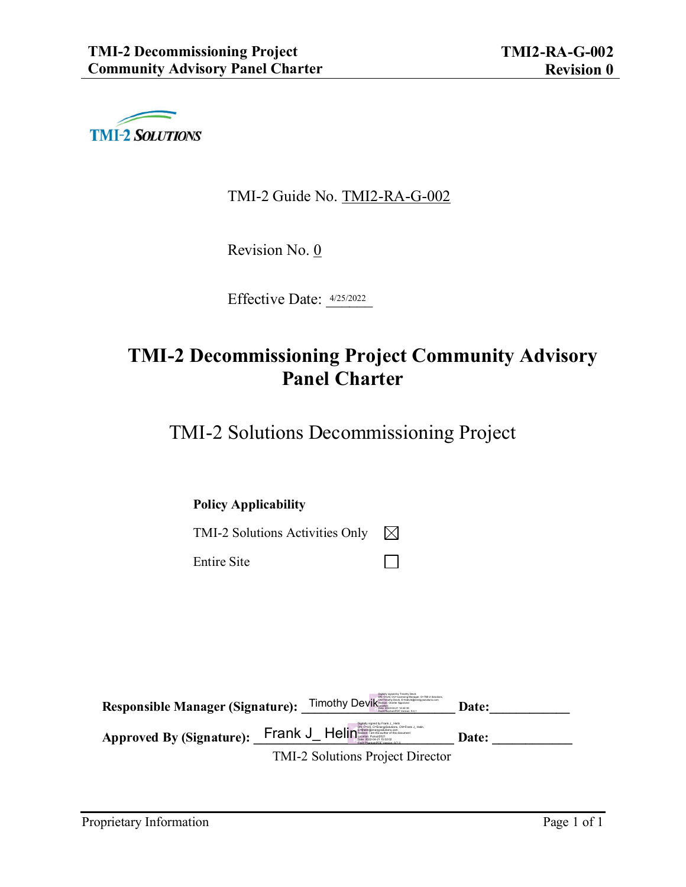TMI-2 SOLUTIONS

TMI-2 Guide No. TMI2-RA-G-002

Revision No. 0

Effective Date: 4/25/2022

# TMI-2 Decommissioning Project Community Advisory Panel Charter

## TMI-2 Solutions Decommissioning Project

**Policy Applicability**

TMI-2 Solutions Activities Only ☒

Entire Site ☐

**Responsible Manager (Signature):** Timothy Devik **Date:**\_\_\_\_\_\_\_\_\_\_\_\_

**Approved By (Signature):** Frank J_ Helin **Date:** \_\_\_\_\_\_\_\_\_\_\_\_

TMI-2 Solutions Project Director

Proprietary Information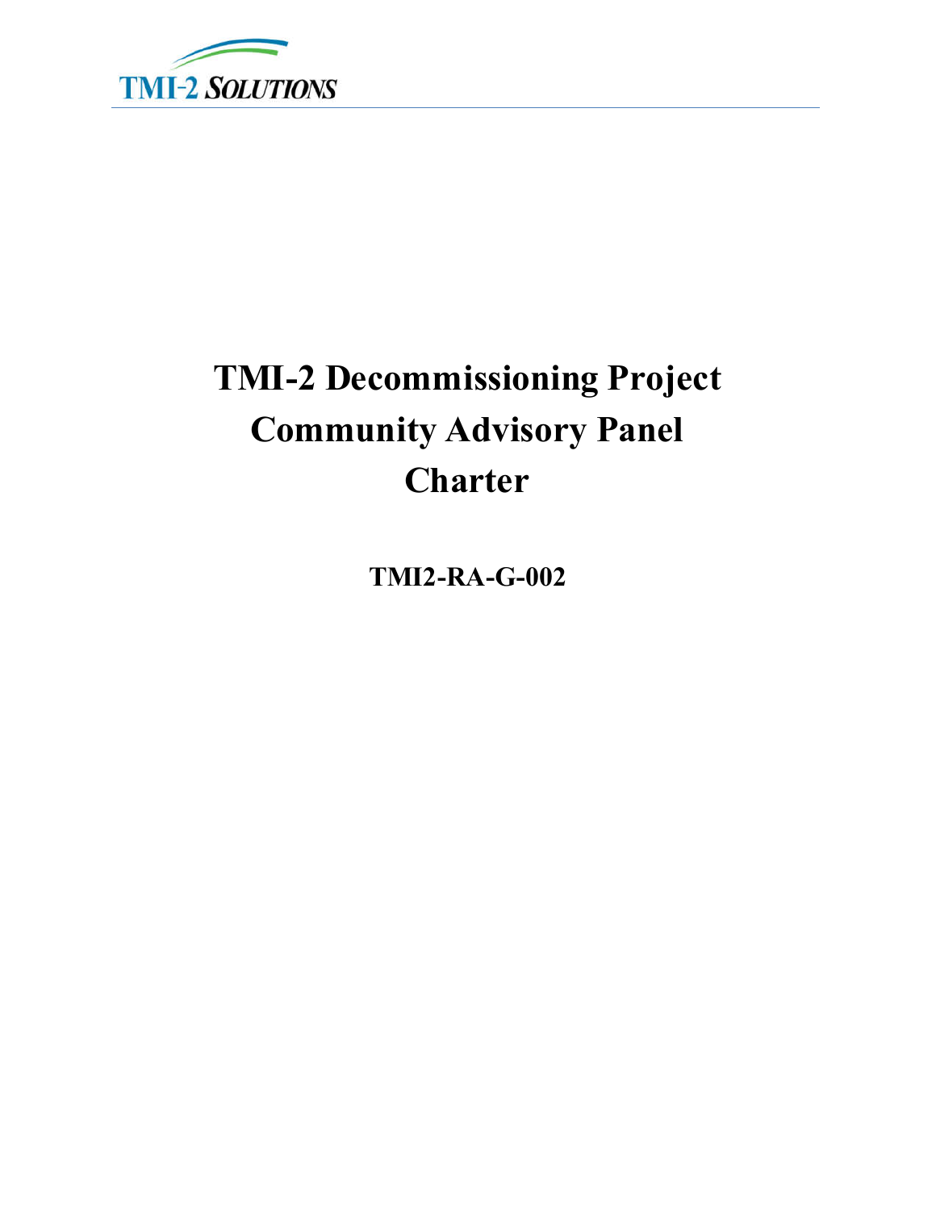# TMI-2 Decommissioning Project Community Advisory Panel Charter

**TMI2-RA-G-002**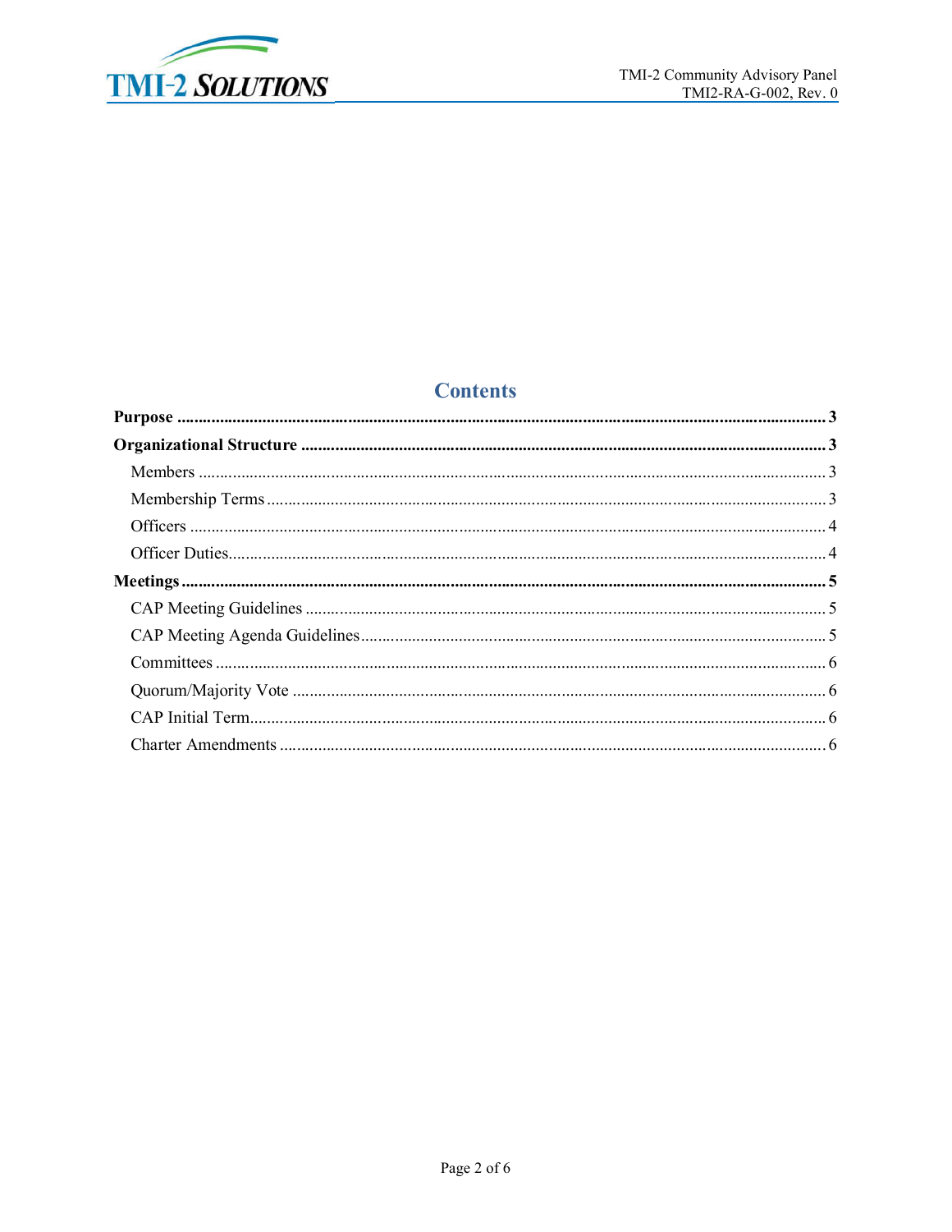# Contents

**Purpose** ..................................................................................................................... **3**

**Organizational Structure** ............................................................................................. **3**

- Members ..................................................................................................................... 3
- Membership Terms ..................................................................................................... 3
- Officers ....................................................................................................................... 4
- Officer Duties .............................................................................................................. 4

**Meetings** ..................................................................................................................... **5**

- CAP Meeting Guidelines ............................................................................................ 5
- CAP Meeting Agenda Guidelines ............................................................................... 5
- Committees ................................................................................................................. 6
- Quorum/Majority Vote ................................................................................................ 6
- CAP Initial Term ......................................................................................................... 6
- Charter Amendments .................................................................................................. 6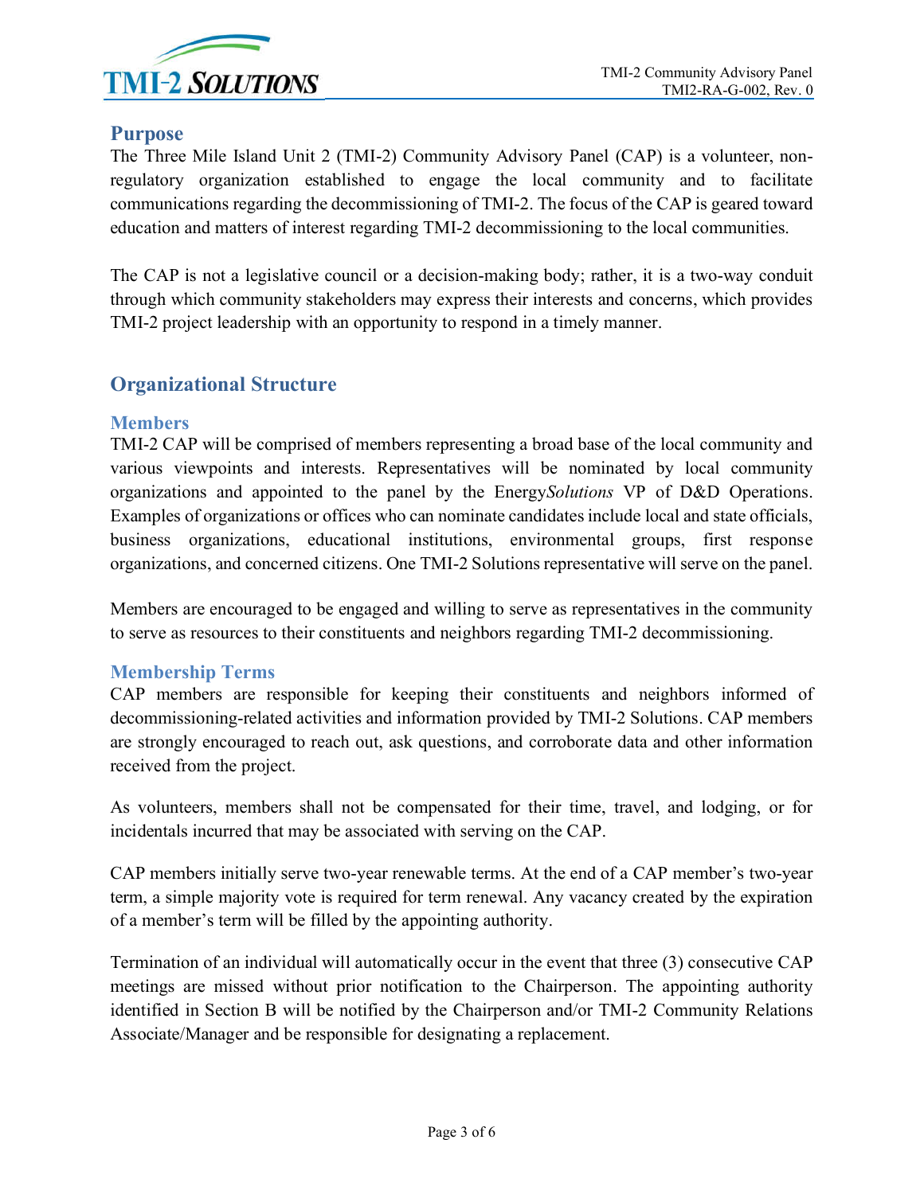## Purpose

The Three Mile Island Unit 2 (TMI-2) Community Advisory Panel (CAP) is a volunteer, non-regulatory organization established to engage the local community and to facilitate communications regarding the decommissioning of TMI-2. The focus of the CAP is geared toward education and matters of interest regarding TMI-2 decommissioning to the local communities.

The CAP is not a legislative council or a decision-making body; rather, it is a two-way conduit through which community stakeholders may express their interests and concerns, which provides TMI-2 project leadership with an opportunity to respond in a timely manner.

## Organizational Structure

### Members

TMI-2 CAP will be comprised of members representing a broad base of the local community and various viewpoints and interests. Representatives will be nominated by local community organizations and appointed to the panel by the Energy*Solutions* VP of D&D Operations. Examples of organizations or offices who can nominate candidates include local and state officials, business organizations, educational institutions, environmental groups, first response organizations, and concerned citizens. One TMI-2 Solutions representative will serve on the panel.

Members are encouraged to be engaged and willing to serve as representatives in the community to serve as resources to their constituents and neighbors regarding TMI-2 decommissioning.

### Membership Terms

CAP members are responsible for keeping their constituents and neighbors informed of decommissioning-related activities and information provided by TMI-2 Solutions. CAP members are strongly encouraged to reach out, ask questions, and corroborate data and other information received from the project.

As volunteers, members shall not be compensated for their time, travel, and lodging, or for incidentals incurred that may be associated with serving on the CAP.

CAP members initially serve two-year renewable terms. At the end of a CAP member's two-year term, a simple majority vote is required for term renewal. Any vacancy created by the expiration of a member's term will be filled by the appointing authority.

Termination of an individual will automatically occur in the event that three (3) consecutive CAP meetings are missed without prior notification to the Chairperson. The appointing authority identified in Section B will be notified by the Chairperson and/or TMI-2 Community Relations Associate/Manager and be responsible for designating a replacement.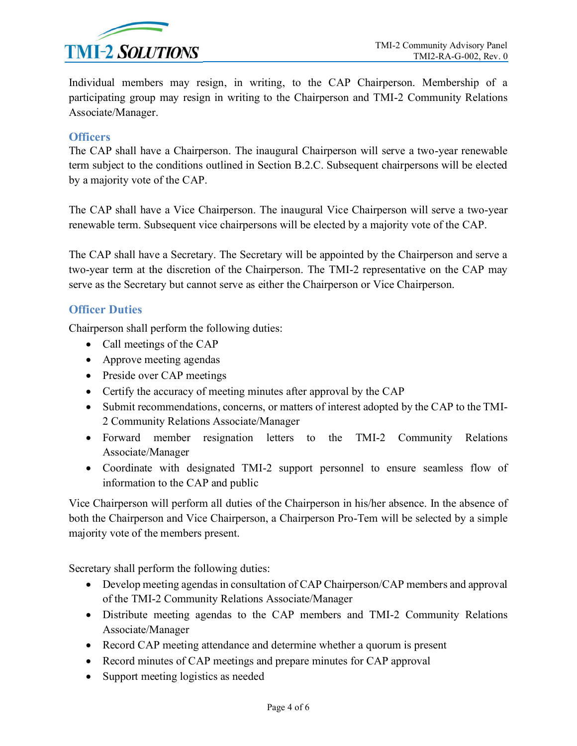Individual members may resign, in writing, to the CAP Chairperson. Membership of a participating group may resign in writing to the Chairperson and TMI-2 Community Relations Associate/Manager.

### Officers

The CAP shall have a Chairperson. The inaugural Chairperson will serve a two-year renewable term subject to the conditions outlined in Section B.2.C. Subsequent chairpersons will be elected by a majority vote of the CAP.

The CAP shall have a Vice Chairperson. The inaugural Vice Chairperson will serve a two-year renewable term. Subsequent vice chairpersons will be elected by a majority vote of the CAP.

The CAP shall have a Secretary. The Secretary will be appointed by the Chairperson and serve a two-year term at the discretion of the Chairperson. The TMI-2 representative on the CAP may serve as the Secretary but cannot serve as either the Chairperson or Vice Chairperson.

### Officer Duties

Chairperson shall perform the following duties:

- Call meetings of the CAP
- Approve meeting agendas
- Preside over CAP meetings
- Certify the accuracy of meeting minutes after approval by the CAP
- Submit recommendations, concerns, or matters of interest adopted by the CAP to the TMI-2 Community Relations Associate/Manager
- Forward member resignation letters to the TMI-2 Community Relations Associate/Manager
- Coordinate with designated TMI-2 support personnel to ensure seamless flow of information to the CAP and public

Vice Chairperson will perform all duties of the Chairperson in his/her absence. In the absence of both the Chairperson and Vice Chairperson, a Chairperson Pro-Tem will be selected by a simple majority vote of the members present.

Secretary shall perform the following duties:

- Develop meeting agendas in consultation of CAP Chairperson/CAP members and approval of the TMI-2 Community Relations Associate/Manager
- Distribute meeting agendas to the CAP members and TMI-2 Community Relations Associate/Manager
- Record CAP meeting attendance and determine whether a quorum is present
- Record minutes of CAP meetings and prepare minutes for CAP approval
- Support meeting logistics as needed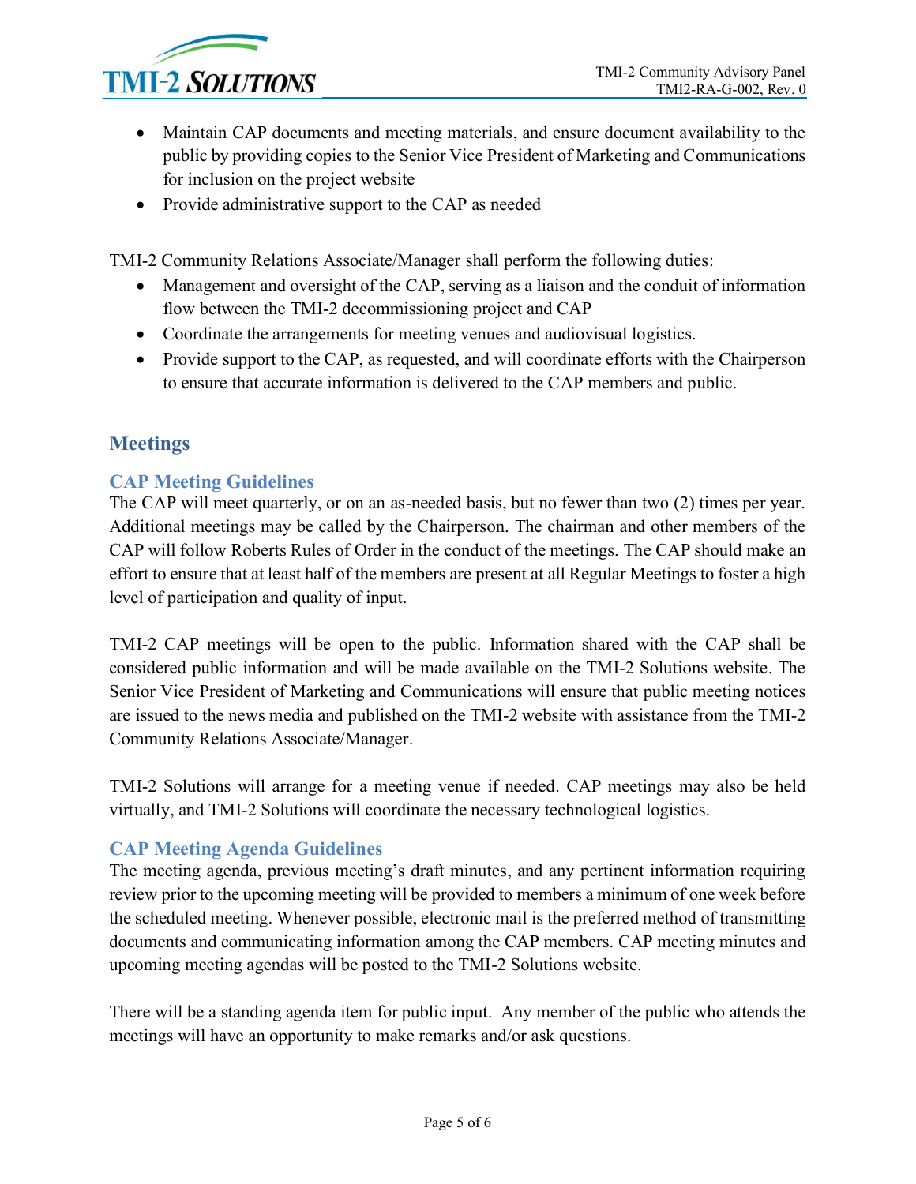- Maintain CAP documents and meeting materials, and ensure document availability to the public by providing copies to the Senior Vice President of Marketing and Communications for inclusion on the project website
- Provide administrative support to the CAP as needed

TMI-2 Community Relations Associate/Manager shall perform the following duties:

- Management and oversight of the CAP, serving as a liaison and the conduit of information flow between the TMI-2 decommissioning project and CAP
- Coordinate the arrangements for meeting venues and audiovisual logistics.
- Provide support to the CAP, as requested, and will coordinate efforts with the Chairperson to ensure that accurate information is delivered to the CAP members and public.

## Meetings

### CAP Meeting Guidelines

The CAP will meet quarterly, or on an as-needed basis, but no fewer than two (2) times per year. Additional meetings may be called by the Chairperson. The chairman and other members of the CAP will follow Roberts Rules of Order in the conduct of the meetings. The CAP should make an effort to ensure that at least half of the members are present at all Regular Meetings to foster a high level of participation and quality of input.

TMI-2 CAP meetings will be open to the public. Information shared with the CAP shall be considered public information and will be made available on the TMI-2 Solutions website. The Senior Vice President of Marketing and Communications will ensure that public meeting notices are issued to the news media and published on the TMI-2 website with assistance from the TMI-2 Community Relations Associate/Manager.

TMI-2 Solutions will arrange for a meeting venue if needed. CAP meetings may also be held virtually, and TMI-2 Solutions will coordinate the necessary technological logistics.

### CAP Meeting Agenda Guidelines

The meeting agenda, previous meeting's draft minutes, and any pertinent information requiring review prior to the upcoming meeting will be provided to members a minimum of one week before the scheduled meeting. Whenever possible, electronic mail is the preferred method of transmitting documents and communicating information among the CAP members. CAP meeting minutes and upcoming meeting agendas will be posted to the TMI-2 Solutions website.

There will be a standing agenda item for public input. Any member of the public who attends the meetings will have an opportunity to make remarks and/or ask questions.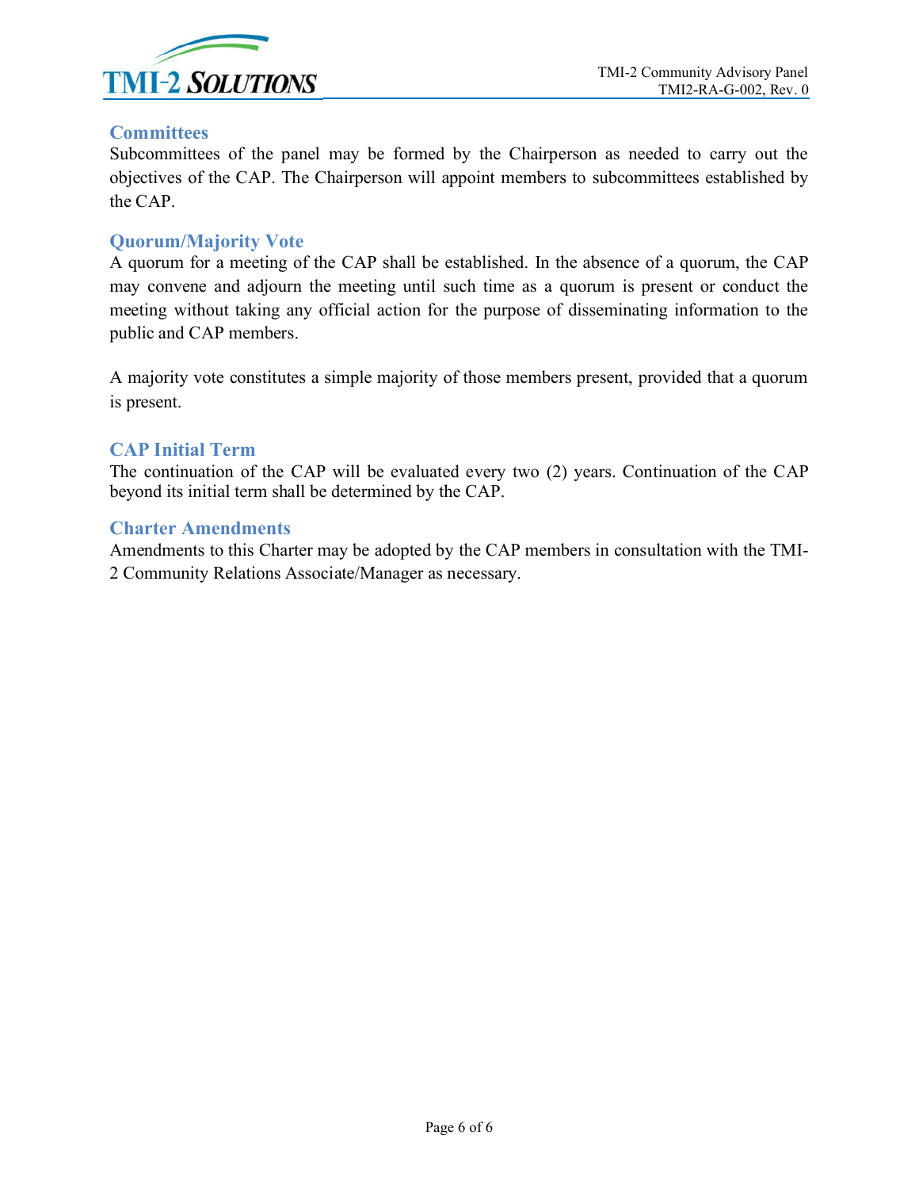## Committees

Subcommittees of the panel may be formed by the Chairperson as needed to carry out the objectives of the CAP. The Chairperson will appoint members to subcommittees established by the CAP.

## Quorum/Majority Vote

A quorum for a meeting of the CAP shall be established. In the absence of a quorum, the CAP may convene and adjourn the meeting until such time as a quorum is present or conduct the meeting without taking any official action for the purpose of disseminating information to the public and CAP members.

A majority vote constitutes a simple majority of those members present, provided that a quorum is present.

## CAP Initial Term

The continuation of the CAP will be evaluated every two (2) years. Continuation of the CAP beyond its initial term shall be determined by the CAP.

## Charter Amendments

Amendments to this Charter may be adopted by the CAP members in consultation with the TMI-2 Community Relations Associate/Manager as necessary.